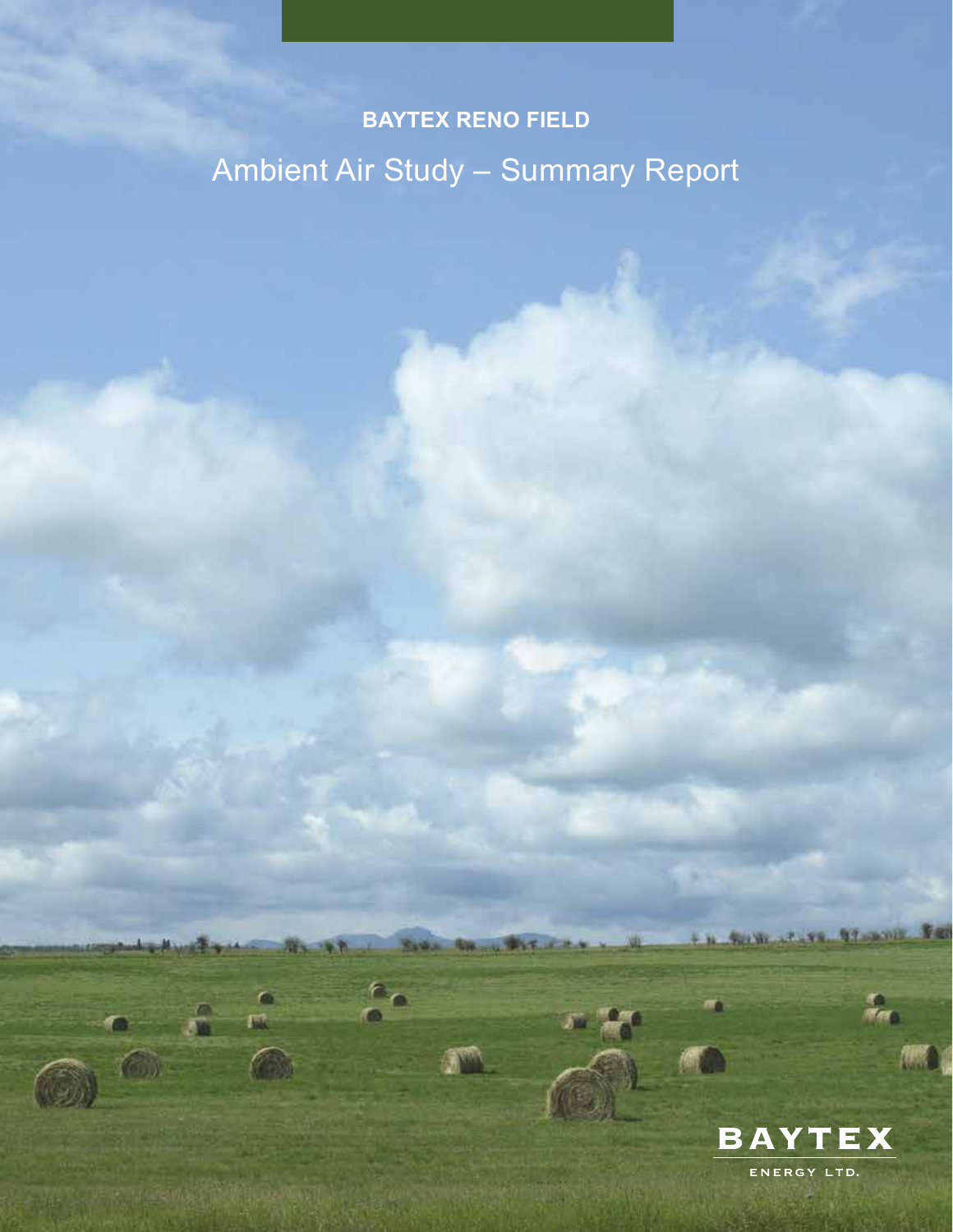**BAYTEX RENO FIELD**

# Ambient Air Study – Summary Report

BAYTEX

ENERGY LTD.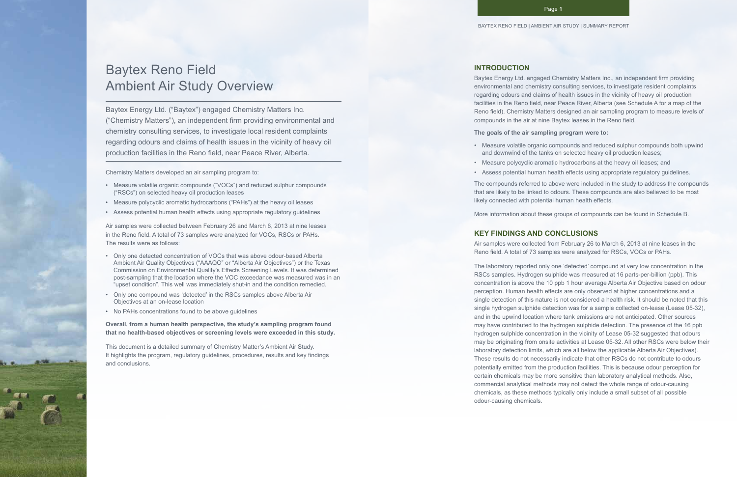# Baytex Reno Field Ambient Air Study Overview

Baytex Energy Ltd. ("Baytex") engaged Chemistry Matters Inc. ("Chemistry Matters"), an independent firm providing environmental and chemistry consulting services, to investigate local resident complaints regarding odours and claims of health issues in the vicinity of heavy oil production facilities in the Reno field, near Peace River, Alberta.

Chemistry Matters developed an air sampling program to:

- Measure volatile organic compounds ("VOCs") and reduced sulphur compounds ("RSCs") on selected heavy oil production leases
- Measure polycyclic aromatic hydrocarbons ("PAHs") at the heavy oil leases
- Assess potential human health effects using appropriate regulatory guidelines

Air samples were collected between February 26 and March 6, 2013 at nine leases in the Reno field. A total of 73 samples were analyzed for VOCs, RSCs or PAHs. The results were as follows:

- Only one detected concentration of VOCs that was above odour-based Alberta Ambient Air Quality Objectives ("AAAQO" or "Alberta Air Objectives") or the Texas Commission on Environmental Quality's Effects Screening Levels. It was determined post-sampling that the location where the VOC exceedance was measured was in an "upset condition". This well was immediately shut-in and the condition remedied.
- Only one compound was 'detected' in the RSCs samples above Alberta Air Objectives at an on-lease location
- No PAHs concentrations found to be above guidelines

**Overall, from a human health perspective, the study's sampling program found that no health-based objectives or screening levels were exceeded in this study.**

This document is a detailed summary of Chemistry Matter's Ambient Air Study. It highlights the program, regulatory guidelines, procedures, results and key findings and conclusions.

## INTRODUCTION

Baytex Energy Ltd. engaged Chemistry Matters Inc., an independent firm providing environmental and chemistry consulting services, to investigate resident complaints regarding odours and claims of health issues in the vicinity of heavy oil production facilities in the Reno field, near Peace River, Alberta (see Schedule A for a map of the Reno field). Chemistry Matters designed an air sampling program to measure levels of compounds in the air at nine Baytex leases in the Reno field.

**The goals of the air sampling program were to:**

- Measure volatile organic compounds and reduced sulphur compounds both upwind and downwind of the tanks on selected heavy oil production leases;
- Measure polycyclic aromatic hydrocarbons at the heavy oil leases; and
- Assess potential human health effects using appropriate regulatory guidelines.

The compounds referred to above were included in the study to address the compounds that are likely to be linked to odours. These compounds are also believed to be most likely connected with potential human health effects.

More information about these groups of compounds can be found in Schedule B.

## KEY FINDINGS AND CONCLUSIONS

Air samples were collected from February 26 to March 6, 2013 at nine leases in the Reno field. A total of 73 samples were analyzed for RSCs, VOCs or PAHs.

The laboratory reported only one 'detected' compound at very low concentration in the RSCs samples. Hydrogen sulphide was measured at 16 parts-per-billion (ppb). This concentration is above the 10 ppb 1 hour average Alberta Air Objective based on odour perception. Human health effects are only observed at higher concentrations and a single detection of this nature is not considered a health risk. It should be noted that this single hydrogen sulphide detection was for a sample collected on-lease (Lease 05-32), and in the upwind location where tank emissions are not anticipated. Other sources may have contributed to the hydrogen sulphide detection. The presence of the 16 ppb hydrogen sulphide concentration in the vicinity of Lease 05-32 suggested that odours may be originating from onsite activities at Lease 05-32. All other RSCs were below their laboratory detection limits, which are all below the applicable Alberta Air Objectives). These results do not necessarily indicate that other RSCs do not contribute to odours potentially emitted from the production facilities. This is because odour perception for certain chemicals may be more sensitive than laboratory analytical methods. Also, commercial analytical methods may not detect the whole range of odour-causing chemicals, as these methods typically only include a small subset of all possible odour-causing chemicals.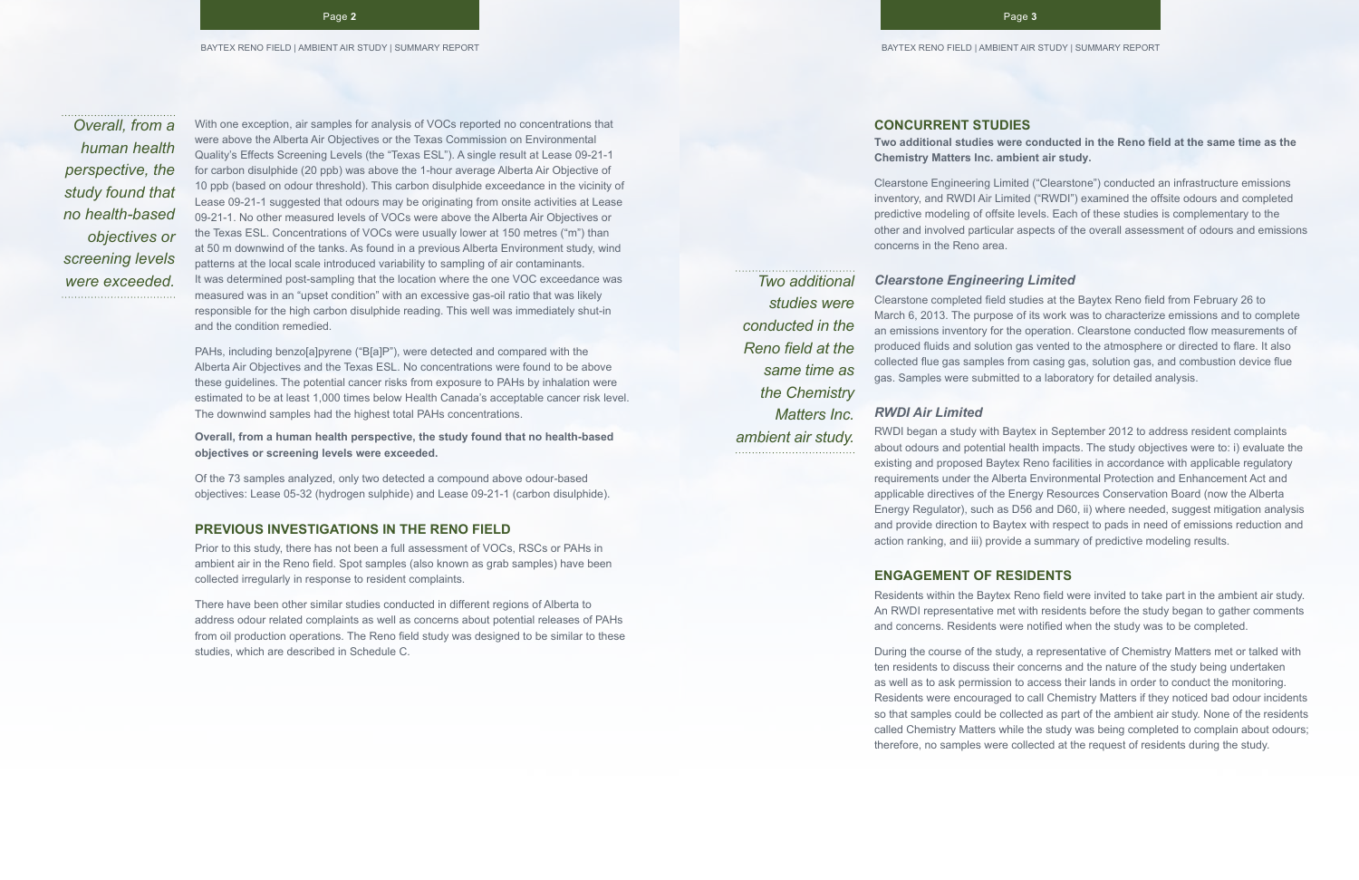*Overall, from a human health perspective, the study found that no health-based objectives or screening levels were exceeded.*

With one exception, air samples for analysis of VOCs reported no concentrations that were above the Alberta Air Objectives or the Texas Commission on Environmental Quality's Effects Screening Levels (the "Texas ESL"). A single result at Lease 09-21-1 for carbon disulphide (20 ppb) was above the 1-hour average Alberta Air Objective of 10 ppb (based on odour threshold). This carbon disulphide exceedance in the vicinity of Lease 09-21-1 suggested that odours may be originating from onsite activities at Lease 09-21-1. No other measured levels of VOCs were above the Alberta Air Objectives or the Texas ESL. Concentrations of VOCs were usually lower at 150 metres ("m") than at 50 m downwind of the tanks. As found in a previous Alberta Environment study, wind patterns at the local scale introduced variability to sampling of air contaminants. It was determined post-sampling that the location where the one VOC exceedance was measured was in an "upset condition" with an excessive gas-oil ratio that was likely responsible for the high carbon disulphide reading. This well was immediately shut-in and the condition remedied.

PAHs, including benzo[a]pyrene ("B[a]P"), were detected and compared with the Alberta Air Objectives and the Texas ESL. No concentrations were found to be above these guidelines. The potential cancer risks from exposure to PAHs by inhalation were estimated to be at least 1,000 times below Health Canada's acceptable cancer risk level. The downwind samples had the highest total PAHs concentrations.

**Overall, from a human health perspective, the study found that no health-based objectives or screening levels were exceeded.**

Of the 73 samples analyzed, only two detected a compound above odour-based objectives: Lease 05-32 (hydrogen sulphide) and Lease 09-21-1 (carbon disulphide).

## PREVIOUS INVESTIGATIONS IN THE RENO FIELD

Prior to this study, there has not been a full assessment of VOCs, RSCs or PAHs in ambient air in the Reno field. Spot samples (also known as grab samples) have been collected irregularly in response to resident complaints.

There have been other similar studies conducted in different regions of Alberta to address odour related complaints as well as concerns about potential releases of PAHs from oil production operations. The Reno field study was designed to be similar to these studies, which are described in Schedule C.

## CONCURRENT STUDIES

**Two additional studies were conducted in the Reno field at the same time as the Chemistry Matters Inc. ambient air study.**

Clearstone Engineering Limited ("Clearstone") conducted an infrastructure emissions inventory, and RWDI Air Limited ("RWDI") examined the offsite odours and completed predictive modeling of offsite levels. Each of these studies is complementary to the other and involved particular aspects of the overall assessment of odours and emissions concerns in the Reno area.

*Two additional studies were conducted in the Reno field at the same time as the Chemistry Matters Inc. ambient air study.*

### *Clearstone Engineering Limited*

Clearstone completed field studies at the Baytex Reno field from February 26 to March 6, 2013. The purpose of its work was to characterize emissions and to complete an emissions inventory for the operation. Clearstone conducted flow measurements of produced fluids and solution gas vented to the atmosphere or directed to flare. It also collected flue gas samples from casing gas, solution gas, and combustion device flue gas. Samples were submitted to a laboratory for detailed analysis.

### *RWDI Air Limited*

RWDI began a study with Baytex in September 2012 to address resident complaints about odours and potential health impacts. The study objectives were to: i) evaluate the existing and proposed Baytex Reno facilities in accordance with applicable regulatory requirements under the Alberta Environmental Protection and Enhancement Act and applicable directives of the Energy Resources Conservation Board (now the Alberta Energy Regulator), such as D56 and D60, ii) where needed, suggest mitigation analysis and provide direction to Baytex with respect to pads in need of emissions reduction and action ranking, and iii) provide a summary of predictive modeling results.

## ENGAGEMENT OF RESIDENTS

Residents within the Baytex Reno field were invited to take part in the ambient air study. An RWDI representative met with residents before the study began to gather comments and concerns. Residents were notified when the study was to be completed.

During the course of the study, a representative of Chemistry Matters met or talked with ten residents to discuss their concerns and the nature of the study being undertaken as well as to ask permission to access their lands in order to conduct the monitoring. Residents were encouraged to call Chemistry Matters if they noticed bad odour incidents so that samples could be collected as part of the ambient air study. None of the residents called Chemistry Matters while the study was being completed to complain about odours; therefore, no samples were collected at the request of residents during the study.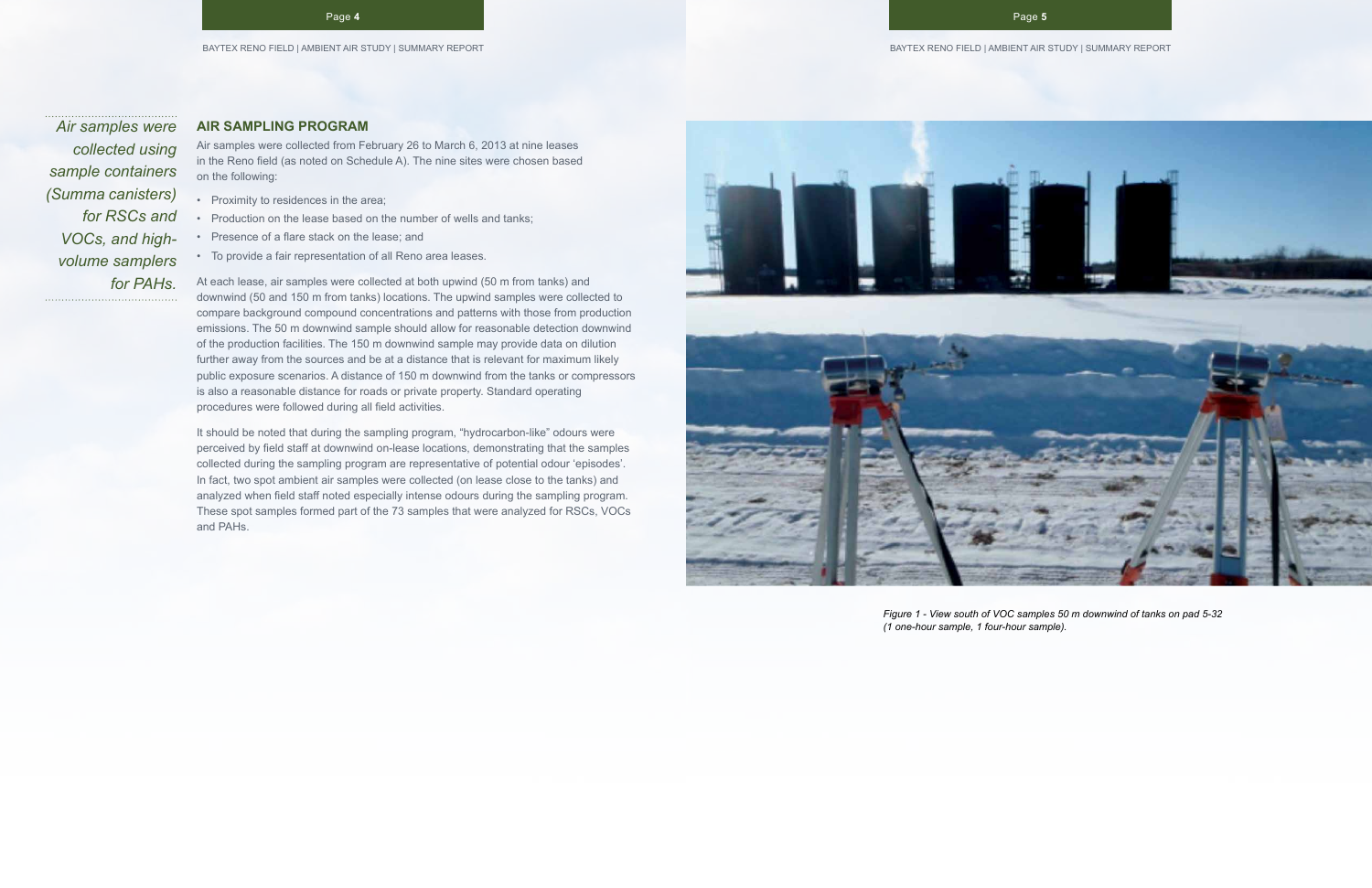*Air samples were collected using sample containers (Summa canisters) for RSCs and VOCs, and high-volume samplers for PAHs.*

## AIR SAMPLING PROGRAM

Air samples were collected from February 26 to March 6, 2013 at nine leases in the Reno field (as noted on Schedule A). The nine sites were chosen based on the following:

- Proximity to residences in the area;
- Production on the lease based on the number of wells and tanks;
- Presence of a flare stack on the lease; and
- To provide a fair representation of all Reno area leases.

At each lease, air samples were collected at both upwind (50 m from tanks) and downwind (50 and 150 m from tanks) locations. The upwind samples were collected to compare background compound concentrations and patterns with those from production emissions. The 50 m downwind sample should allow for reasonable detection downwind of the production facilities. The 150 m downwind sample may provide data on dilution further away from the sources and be at a distance that is relevant for maximum likely public exposure scenarios. A distance of 150 m downwind from the tanks or compressors is also a reasonable distance for roads or private property. Standard operating procedures were followed during all field activities.

It should be noted that during the sampling program, "hydrocarbon-like" odours were perceived by field staff at downwind on-lease locations, demonstrating that the samples collected during the sampling program are representative of potential odour 'episodes'. In fact, two spot ambient air samples were collected (on lease close to the tanks) and analyzed when field staff noted especially intense odours during the sampling program. These spot samples formed part of the 73 samples that were analyzed for RSCs, VOCs and PAHs.

*Figure 1 - View south of VOC samples 50 m downwind of tanks on pad 5-32 (1 one-hour sample, 1 four-hour sample).*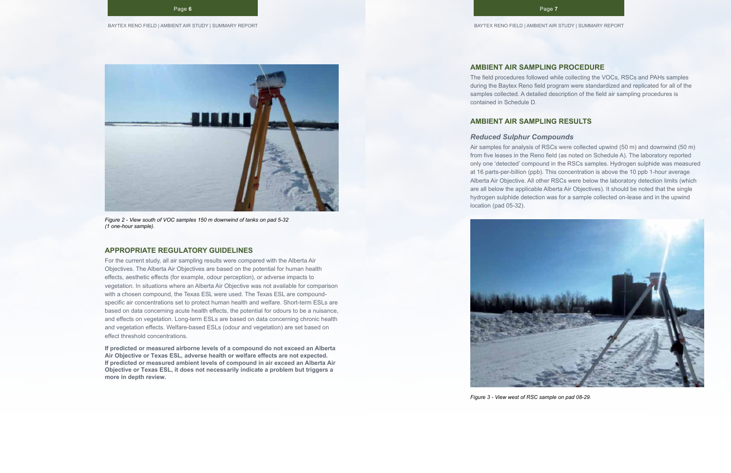Figure 2 - View south of VOC samples 150 m downwind of tanks on pad 5-32 (1 one-hour sample).

## APPROPRIATE REGULATORY GUIDELINES

For the current study, all air sampling results were compared with the Alberta Air Objectives. The Alberta Air Objectives are based on the potential for human health effects, aesthetic effects (for example, odour perception), or adverse impacts to vegetation. In situations where an Alberta Air Objective was not available for comparison with a chosen compound, the Texas ESL were used. The Texas ESL are compound-specific air concentrations set to protect human health and welfare. Short-term ESLs are based on data concerning acute health effects, the potential for odours to be a nuisance, and effects on vegetation. Long-term ESLs are based on data concerning chronic health and vegetation effects. Welfare-based ESLs (odour and vegetation) are set based on effect threshold concentrations.

**If predicted or measured airborne levels of a compound do not exceed an Alberta Air Objective or Texas ESL, adverse health or welfare effects are not expected. If predicted or measured ambient levels of compound in air exceed an Alberta Air Objective or Texas ESL, it does not necessarily indicate a problem but triggers a more in depth review.**

## AMBIENT AIR SAMPLING PROCEDURE

The field procedures followed while collecting the VOCs, RSCs and PAHs samples during the Baytex Reno field program were standardized and replicated for all of the samples collected. A detailed description of the field air sampling procedures is contained in Schedule D.

## AMBIENT AIR SAMPLING RESULTS

### *Reduced Sulphur Compounds*

Air samples for analysis of RSCs were collected upwind (50 m) and downwind (50 m) from five leases in the Reno field (as noted on Schedule A). The laboratory reported only one 'detected' compound in the RSCs samples. Hydrogen sulphide was measured at 16 parts-per-billion (ppb). This concentration is above the 10 ppb 1-hour average Alberta Air Objective. All other RSCs were below the laboratory detection limits (which are all below the applicable Alberta Air Objectives). It should be noted that the single hydrogen sulphide detection was for a sample collected on-lease and in the upwind location (pad 05-32).

Figure 3 - View west of RSC sample on pad 08-29.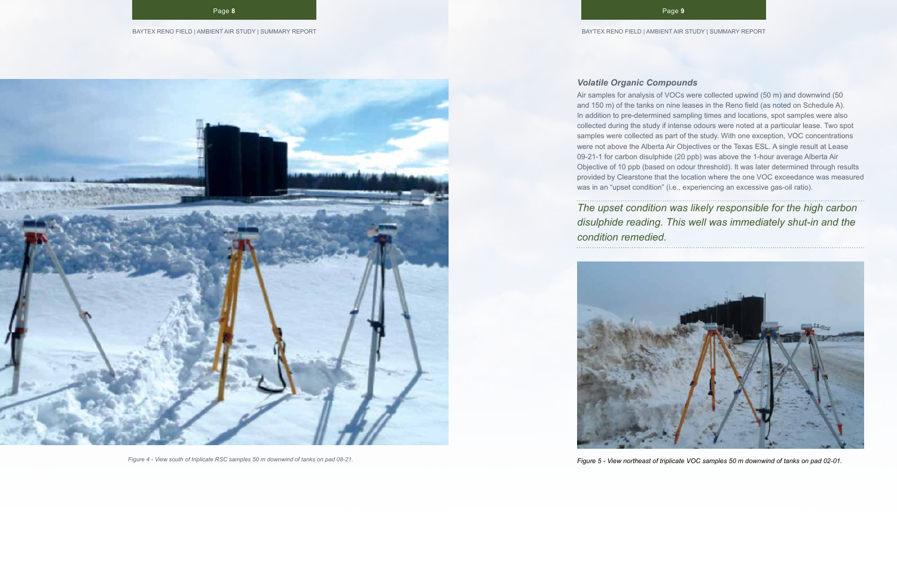Figure 4 - View south of triplicate RSC samples 50 m downwind of tanks on pad 08-21.

### *Volatile Organic Compounds*

Air samples for analysis of VOCs were collected upwind (50 m) and downwind (50 and 150 m) of the tanks on nine leases in the Reno field (as noted on Schedule A). In addition to pre-determined sampling times and locations, spot samples were also collected during the study if intense odours were noted at a particular lease. Two spot samples were collected as part of the study. With one exception, VOC concentrations were not above the Alberta Air Objectives or the Texas ESL. A single result at Lease 09-21-1 for carbon disulphide (20 ppb) was above the 1-hour average Alberta Air Objective of 10 ppb (based on odour threshold). It was later determined through results provided by Clearstone that the location where the one VOC exceedance was measured was in an "upset condition" (i.e., experiencing an excessive gas-oil ratio).

*The upset condition was likely responsible for the high carbon disulphide reading. This well was immediately shut-in and the condition remedied.*

Figure 5 - View northeast of triplicate VOC samples 50 m downwind of tanks on pad 02-01.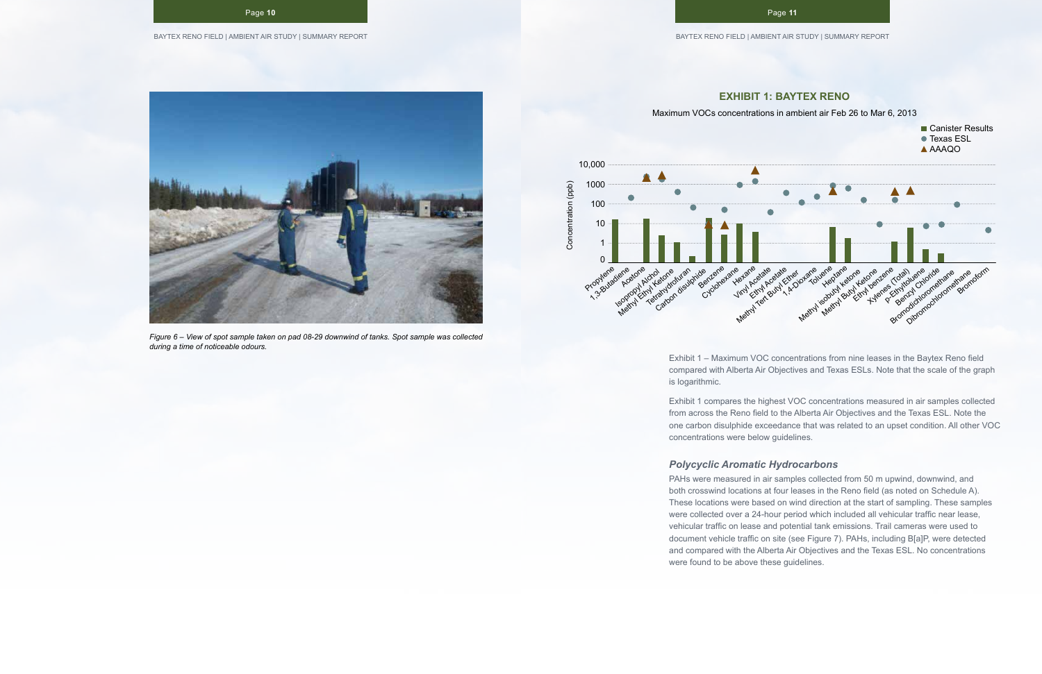*Figure 6 – View of spot sample taken on pad 08-29 downwind of tanks. Spot sample was collected during a time of noticeable odours.*

**EXHIBIT 1: BAYTEX RENO**

Maximum VOCs concentrations in ambient air Feb 26 to Mar 6, 2013

Exhibit 1 – Maximum VOC concentrations from nine leases in the Baytex Reno field compared with Alberta Air Objectives and Texas ESLs. Note that the scale of the graph is logarithmic.

Exhibit 1 compares the highest VOC concentrations measured in air samples collected from across the Reno field to the Alberta Air Objectives and the Texas ESL. Note the one carbon disulphide exceedance that was related to an upset condition. All other VOC concentrations were below guidelines.

### Polycyclic Aromatic Hydrocarbons

PAHs were measured in air samples collected from 50 m upwind, downwind, and both crosswind locations at four leases in the Reno field (as noted on Schedule A). These locations were based on wind direction at the start of sampling. These samples were collected over a 24-hour period which included all vehicular traffic near lease, vehicular traffic on lease and potential tank emissions. Trail cameras were used to document vehicle traffic on site (see Figure 7). PAHs, including B[a]P, were detected and compared with the Alberta Air Objectives and the Texas ESL. No concentrations were found to be above these guidelines.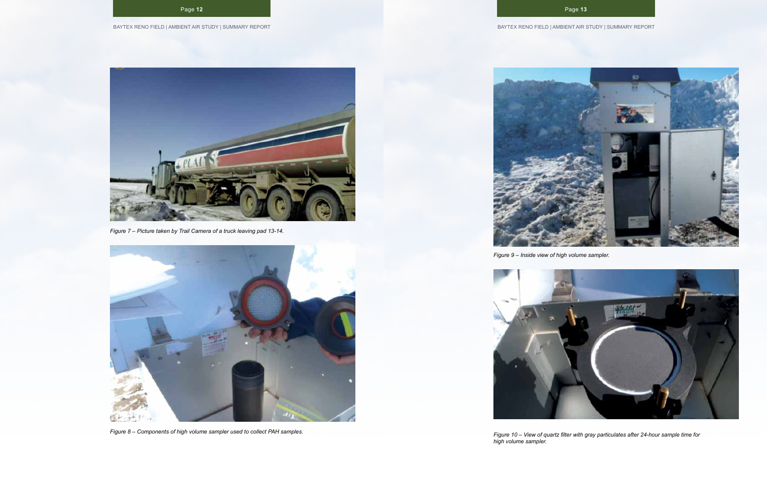Figure 7 – Picture taken by Trail Camera of a truck leaving pad 13-14.

Figure 8 – Components of high volume sampler used to collect PAH samples.

Figure 9 – Inside view of high volume sampler.

Figure 10 – View of quartz filter with gray particulates after 24-hour sample time for high volume sampler.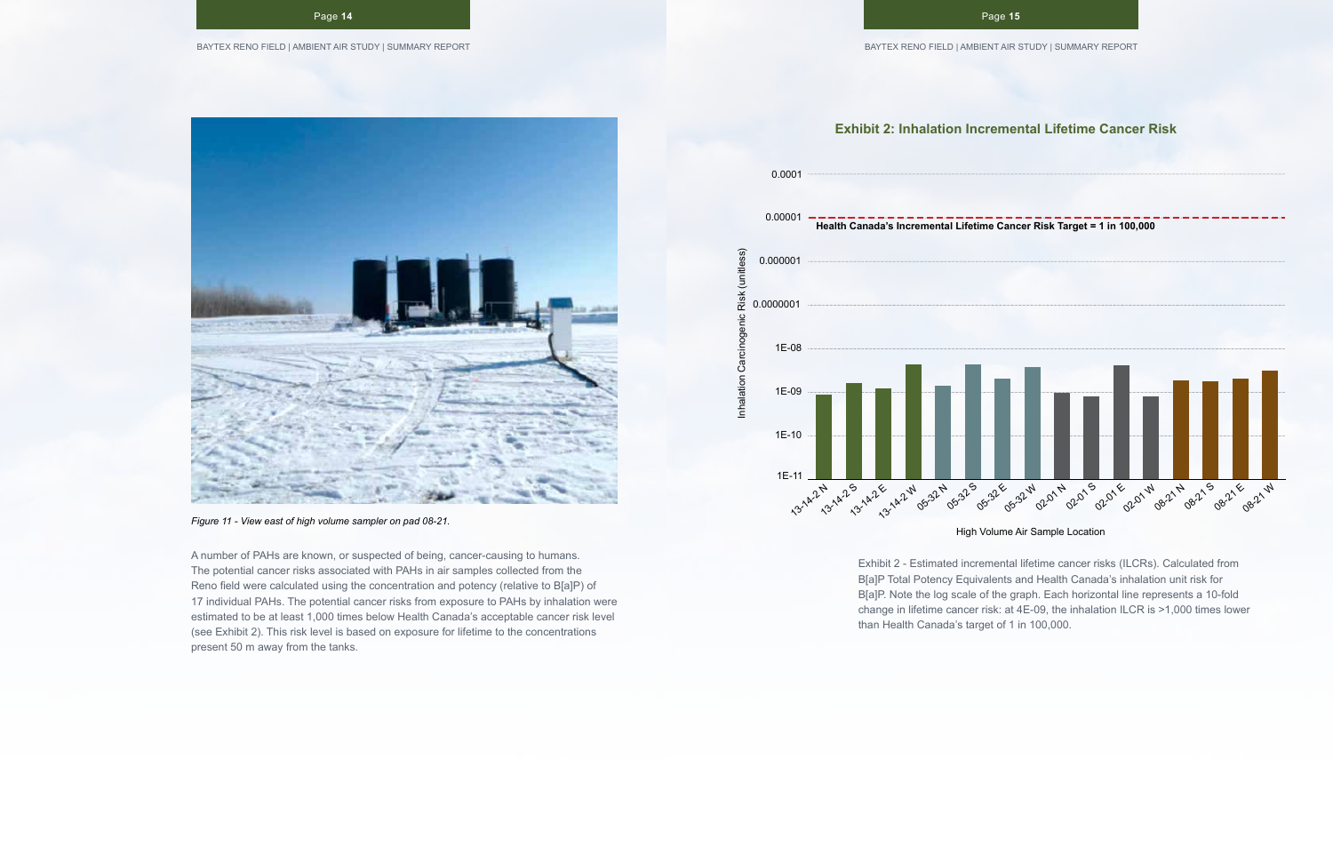*Figure 11 - View east of high volume sampler on pad 08-21.*

A number of PAHs are known, or suspected of being, cancer-causing to humans. The potential cancer risks associated with PAHs in air samples collected from the Reno field were calculated using the concentration and potency (relative to B[a]P) of 17 individual PAHs. The potential cancer risks from exposure to PAHs by inhalation were estimated to be at least 1,000 times below Health Canada's acceptable cancer risk level (see Exhibit 2). This risk level is based on exposure for lifetime to the concentrations present 50 m away from the tanks.

### Exhibit 2: Inhalation Incremental Lifetime Cancer Risk

Exhibit 2 - Estimated incremental lifetime cancer risks (ILCRs). Calculated from B[a]P Total Potency Equivalents and Health Canada's inhalation unit risk for B[a]P. Note the log scale of the graph. Each horizontal line represents a 10-fold change in lifetime cancer risk: at 4E-09, the inhalation ILCR is >1,000 times lower than Health Canada's target of 1 in 100,000.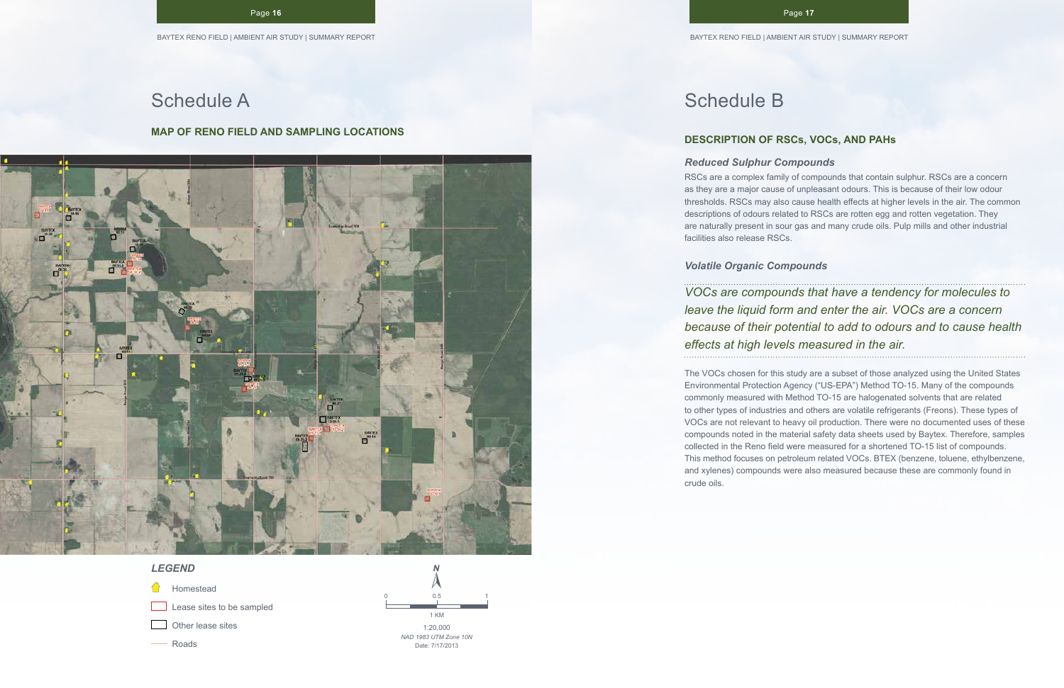# Schedule A

## MAP OF RENO FIELD AND SAMPLING LOCATIONS

### *LEGEND*

- Homestead
- Lease sites to be sampled
- Other lease sites
- Roads

N

0 0.5 1

1 KM

1:20,000

*NAD 1983 UTM Zone 10N*

Date: 7/17/2013

# Schedule B

## DESCRIPTION OF RSCs, VOCs, AND PAHs

### *Reduced Sulphur Compounds*

RSCs are a complex family of compounds that contain sulphur. RSCs are a concern as they are a major cause of unpleasant odours. This is because of their low odour thresholds. RSCs may also cause health effects at higher levels in the air. The common descriptions of odours related to RSCs are rotten egg and rotten vegetation. They are naturally present in sour gas and many crude oils. Pulp mills and other industrial facilities also release RSCs.

### *Volatile Organic Compounds*

*VOCs are compounds that have a tendency for molecules to leave the liquid form and enter the air. VOCs are a concern because of their potential to add to odours and to cause health effects at high levels measured in the air.*

The VOCs chosen for this study are a subset of those analyzed using the United States Environmental Protection Agency ("US-EPA") Method TO-15. Many of the compounds commonly measured with Method TO-15 are halogenated solvents that are related to other types of industries and others are volatile refrigerants (Freons). These types of VOCs are not relevant to heavy oil production. There were no documented uses of these compounds noted in the material safety data sheets used by Baytex. Therefore, samples collected in the Reno field were measured for a shortened TO-15 list of compounds. This method focuses on petroleum related VOCs. BTEX (benzene, toluene, ethylbenzene, and xylenes) compounds were also measured because these are commonly found in crude oils.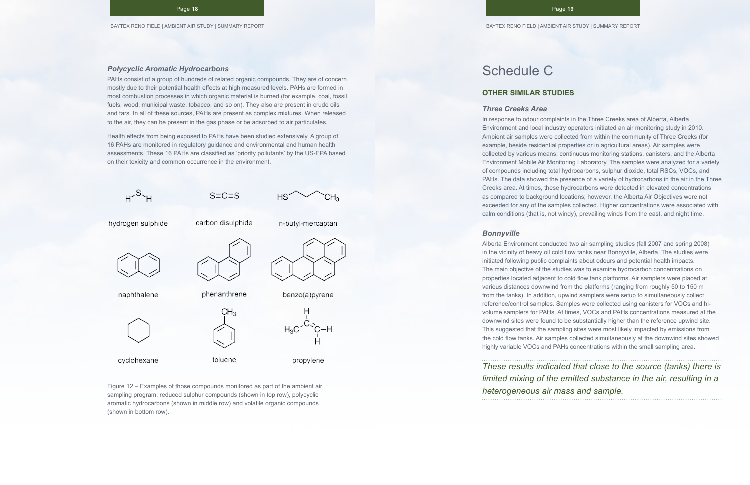### *Polycyclic Aromatic Hydrocarbons*

PAHs consist of a group of hundreds of related organic compounds. They are of concern mostly due to their potential health effects at high measured levels. PAHs are formed in most combustion processes in which organic material is burned (for example, coal, fossil fuels, wood, municipal waste, tobacco, and so on). They also are present in crude oils and tars. In all of these sources, PAHs are present as complex mixtures. When released to the air, they can be present in the gas phase or be adsorbed to air particulates.

Health effects from being exposed to PAHs have been studied extensively. A group of 16 PAHs are monitored in regulatory guidance and environmental and human health assessments. These 16 PAHs are classified as 'priority pollutants' by the US-EPA based on their toxicity and common occurrence in the environment.

hydrogen sulphide | carbon disulphide | n-butyl-mercaptan

naphthalene | phenanthrene | benzo(a)pyrene

cyclohexane | toluene | propylene

Figure 12 – Examples of those compounds monitored as part of the ambient air sampling program; reduced sulphur compounds (shown in top row), polycyclic aromatic hydrocarbons (shown in middle row) and volatile organic compounds (shown in bottom row).

# Schedule C

## OTHER SIMILAR STUDIES

### *Three Creeks Area*

In response to odour complaints in the Three Creeks area of Alberta, Alberta Environment and local industry operators initiated an air monitoring study in 2010. Ambient air samples were collected from within the community of Three Creeks (for example, beside residential properties or in agricultural areas). Air samples were collected by various means: continuous monitoring stations, canisters, and the Alberta Environment Mobile Air Monitoring Laboratory. The samples were analyzed for a variety of compounds including total hydrocarbons, sulphur dioxide, total RSCs, VOCs, and PAHs. The data showed the presence of a variety of hydrocarbons in the air in the Three Creeks area. At times, these hydrocarbons were detected in elevated concentrations as compared to background locations; however, the Alberta Air Objectives were not exceeded for any of the samples collected. Higher concentrations were associated with calm conditions (that is, not windy), prevailing winds from the east, and night time.

### *Bonnyville*

Alberta Environment conducted two air sampling studies (fall 2007 and spring 2008) in the vicinity of heavy oil cold flow tanks near Bonnyville, Alberta. The studies were initiated following public complaints about odours and potential health impacts. The main objective of the studies was to examine hydrocarbon concentrations on properties located adjacent to cold flow tank platforms. Air samplers were placed at various distances downwind from the platforms (ranging from roughly 50 to 150 m from the tanks). In addition, upwind samplers were setup to simultaneously collect reference/control samples. Samples were collected using canisters for VOCs and hi-volume samplers for PAHs. At times, VOCs and PAHs concentrations measured at the downwind sites were found to be substantially higher than the reference upwind site. This suggested that the sampling sites were most likely impacted by emissions from the cold flow tanks. Air samples collected simultaneously at the downwind sites showed highly variable VOCs and PAHs concentrations within the small sampling area.

*These results indicated that close to the source (tanks) there is limited mixing of the emitted substance in the air, resulting in a heterogeneous air mass and sample.*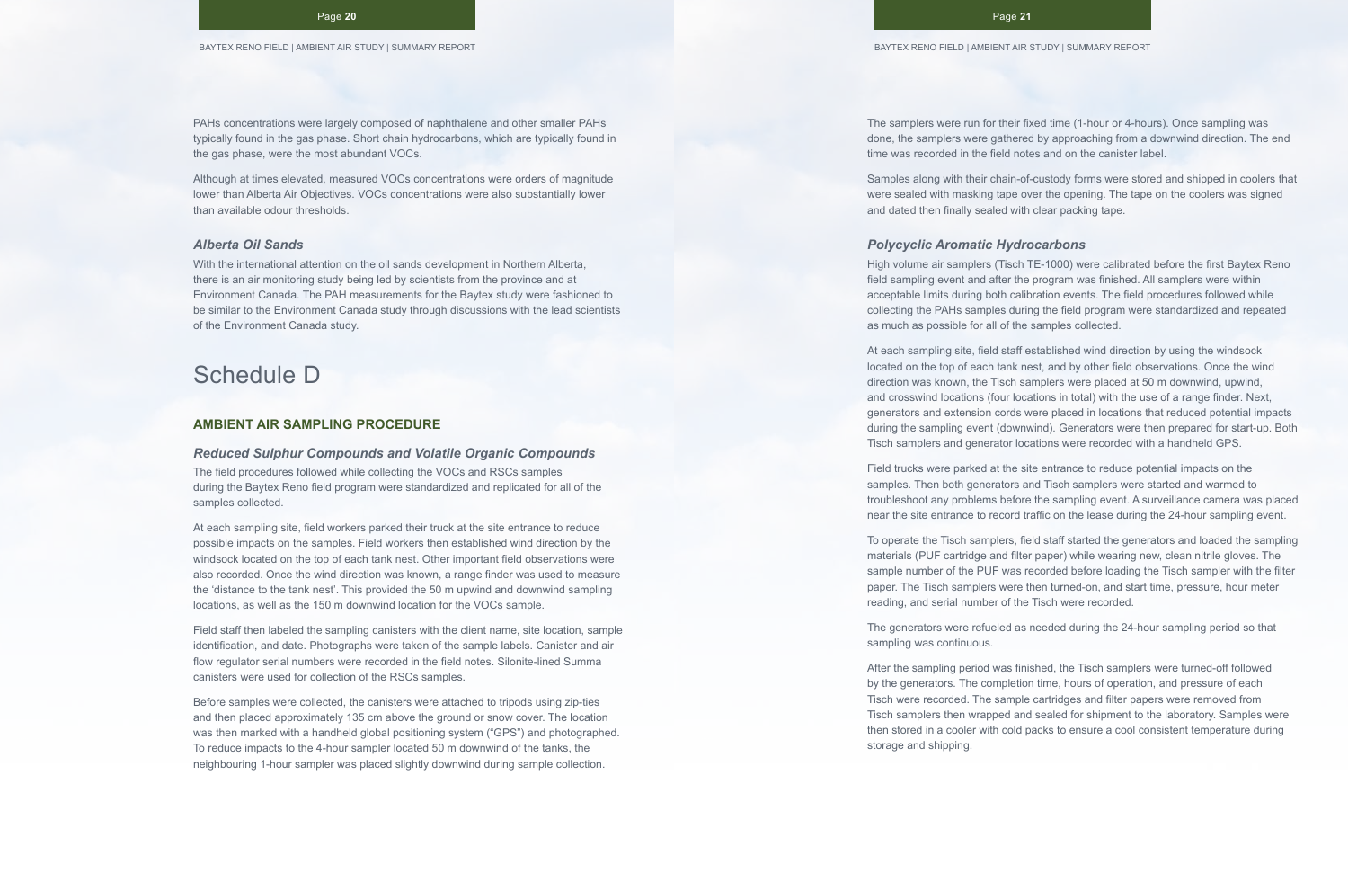PAHs concentrations were largely composed of naphthalene and other smaller PAHs typically found in the gas phase. Short chain hydrocarbons, which are typically found in the gas phase, were the most abundant VOCs.

Although at times elevated, measured VOCs concentrations were orders of magnitude lower than Alberta Air Objectives. VOCs concentrations were also substantially lower than available odour thresholds.

### *Alberta Oil Sands*

With the international attention on the oil sands development in Northern Alberta, there is an air monitoring study being led by scientists from the province and at Environment Canada. The PAH measurements for the Baytex study were fashioned to be similar to the Environment Canada study through discussions with the lead scientists of the Environment Canada study.

# Schedule D

## AMBIENT AIR SAMPLING PROCEDURE

### *Reduced Sulphur Compounds and Volatile Organic Compounds*

The field procedures followed while collecting the VOCs and RSCs samples during the Baytex Reno field program were standardized and replicated for all of the samples collected.

At each sampling site, field workers parked their truck at the site entrance to reduce possible impacts on the samples. Field workers then established wind direction by the windsock located on the top of each tank nest. Other important field observations were also recorded. Once the wind direction was known, a range finder was used to measure the 'distance to the tank nest'. This provided the 50 m upwind and downwind sampling locations, as well as the 150 m downwind location for the VOCs sample.

Field staff then labeled the sampling canisters with the client name, site location, sample identification, and date. Photographs were taken of the sample labels. Canister and air flow regulator serial numbers were recorded in the field notes. Silonite-lined Summa canisters were used for collection of the RSCs samples.

Before samples were collected, the canisters were attached to tripods using zip-ties and then placed approximately 135 cm above the ground or snow cover. The location was then marked with a handheld global positioning system ("GPS") and photographed. To reduce impacts to the 4-hour sampler located 50 m downwind of the tanks, the neighbouring 1-hour sampler was placed slightly downwind during sample collection.

The samplers were run for their fixed time (1-hour or 4-hours). Once sampling was done, the samplers were gathered by approaching from a downwind direction. The end time was recorded in the field notes and on the canister label.

Samples along with their chain-of-custody forms were stored and shipped in coolers that were sealed with masking tape over the opening. The tape on the coolers was signed and dated then finally sealed with clear packing tape.

### *Polycyclic Aromatic Hydrocarbons*

High volume air samplers (Tisch TE-1000) were calibrated before the first Baytex Reno field sampling event and after the program was finished. All samplers were within acceptable limits during both calibration events. The field procedures followed while collecting the PAHs samples during the field program were standardized and repeated as much as possible for all of the samples collected.

At each sampling site, field staff established wind direction by using the windsock located on the top of each tank nest, and by other field observations. Once the wind direction was known, the Tisch samplers were placed at 50 m downwind, upwind, and crosswind locations (four locations in total) with the use of a range finder. Next, generators and extension cords were placed in locations that reduced potential impacts during the sampling event (downwind). Generators were then prepared for start-up. Both Tisch samplers and generator locations were recorded with a handheld GPS.

Field trucks were parked at the site entrance to reduce potential impacts on the samples. Then both generators and Tisch samplers were started and warmed to troubleshoot any problems before the sampling event. A surveillance camera was placed near the site entrance to record traffic on the lease during the 24-hour sampling event.

To operate the Tisch samplers, field staff started the generators and loaded the sampling materials (PUF cartridge and filter paper) while wearing new, clean nitrile gloves. The sample number of the PUF was recorded before loading the Tisch sampler with the filter paper. The Tisch samplers were then turned-on, and start time, pressure, hour meter reading, and serial number of the Tisch were recorded.

The generators were refueled as needed during the 24-hour sampling period so that sampling was continuous.

After the sampling period was finished, the Tisch samplers were turned-off followed by the generators. The completion time, hours of operation, and pressure of each Tisch were recorded. The sample cartridges and filter papers were removed from Tisch samplers then wrapped and sealed for shipment to the laboratory. Samples were then stored in a cooler with cold packs to ensure a cool consistent temperature during storage and shipping.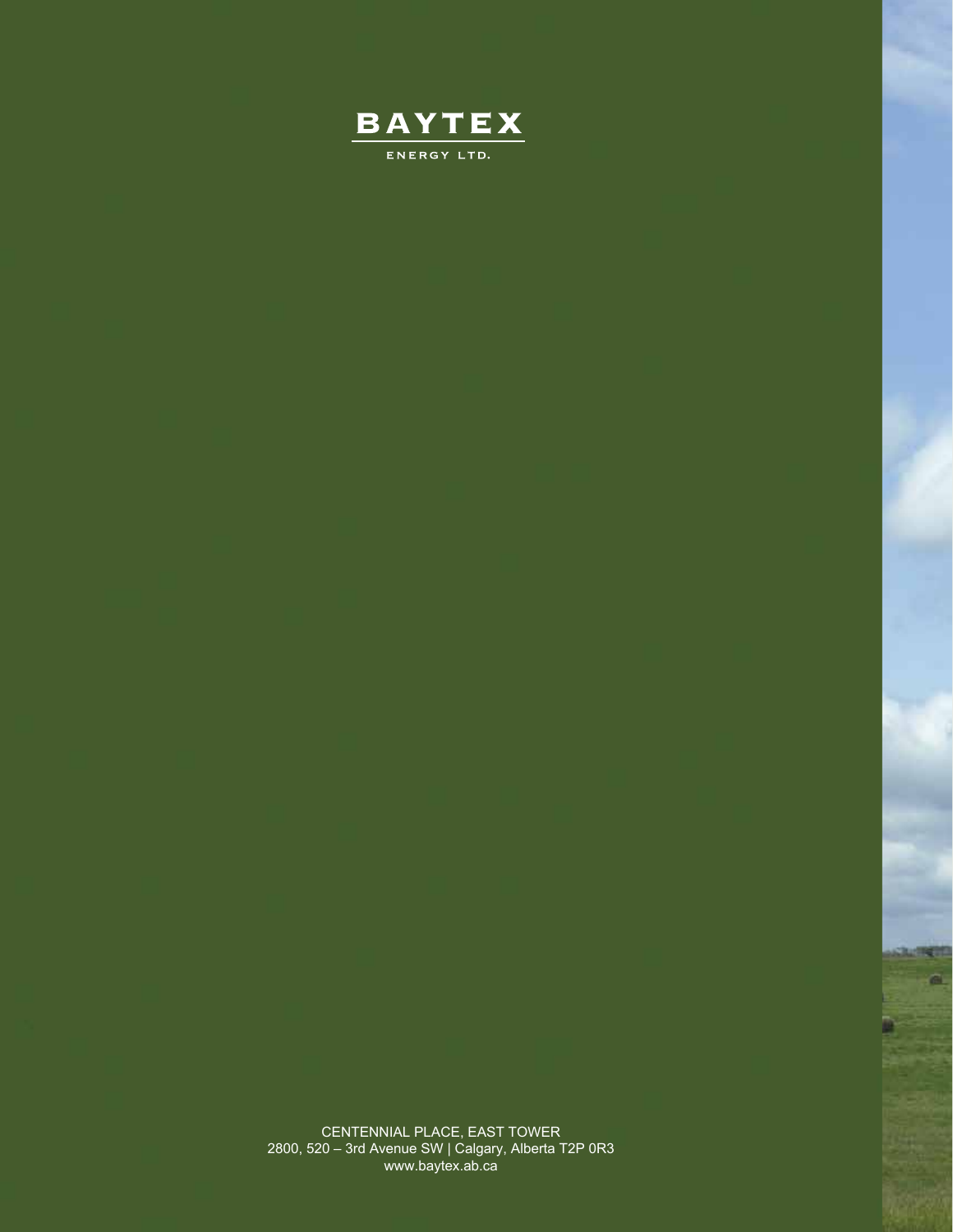BAYTEX

ENERGY LTD.

CENTENNIAL PLACE, EAST TOWER
2800, 520 – 3rd Avenue SW | Calgary, Alberta T2P 0R3
www.baytex.ab.ca